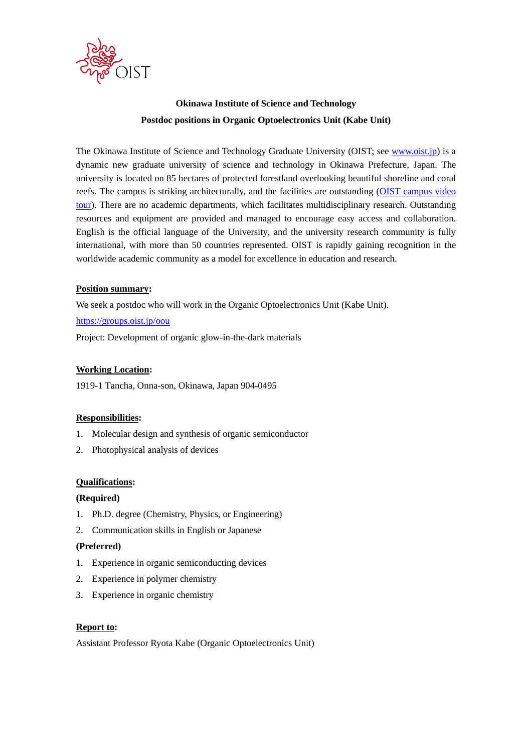**Okinawa Institute of Science and Technology**

**Postdoc positions in Organic Optoelectronics Unit (Kabe Unit)**

The Okinawa Institute of Science and Technology Graduate University (OIST; see [www.oist.jp](http://www.oist.jp)) is a dynamic new graduate university of science and technology in Okinawa Prefecture, Japan. The university is located on 85 hectares of protected forestland overlooking beautiful shoreline and coral reefs. The campus is striking architecturally, and the facilities are outstanding (OIST campus video tour). There are no academic departments, which facilitates multidisciplinary research. Outstanding resources and equipment are provided and managed to encourage easy access and collaboration. English is the official language of the University, and the university research community is fully international, with more than 50 countries represented. OIST is rapidly gaining recognition in the worldwide academic community as a model for excellence in education and research.

**Position summary:**

We seek a postdoc who will work in the Organic Optoelectronics Unit (Kabe Unit).

https://groups.oist.jp/oou

Project: Development of organic glow-in-the-dark materials

**Working Location:**

1919-1 Tancha, Onna-son, Okinawa, Japan 904-0495

**Responsibilities:**

1. Molecular design and synthesis of organic semiconductor
2. Photophysical analysis of devices

**Qualifications:**

**(Required)**

1. Ph.D. degree (Chemistry, Physics, or Engineering)
2. Communication skills in English or Japanese

**(Preferred)**

1. Experience in organic semiconducting devices
2. Experience in polymer chemistry
3. Experience in organic chemistry

**Report to:**

Assistant Professor Ryota Kabe (Organic Optoelectronics Unit)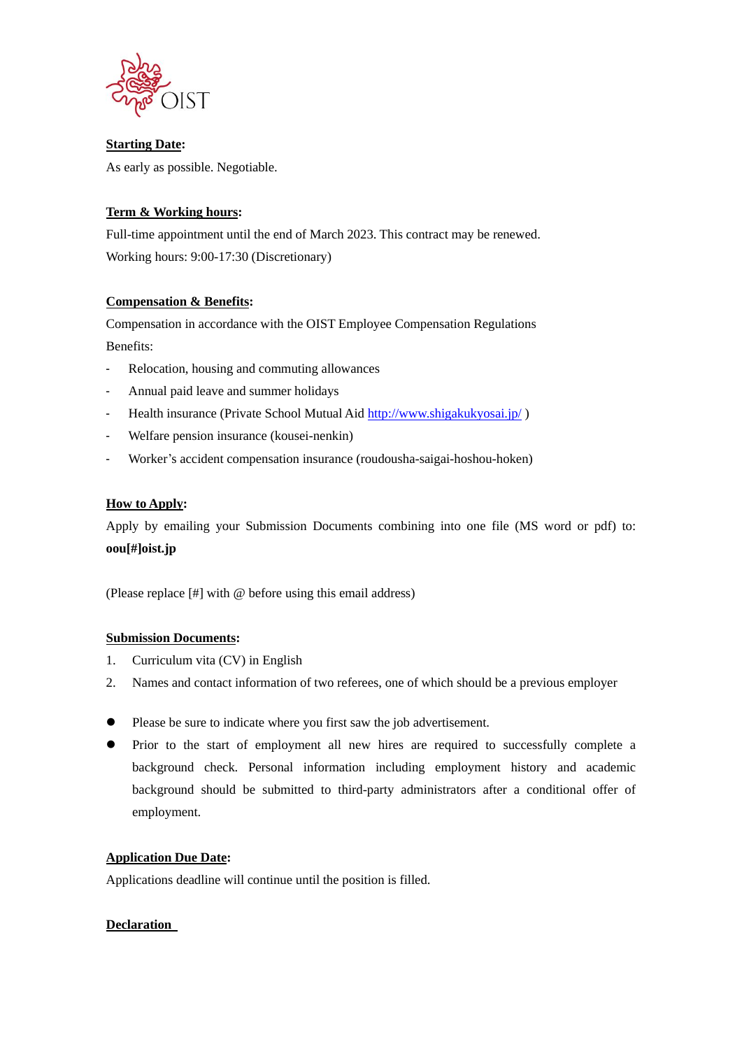**Starting Date**:

As early as possible. Negotiable.

**Term & Working hours**:

Full-time appointment until the end of March 2023. This contract may be renewed.

Working hours: 9:00-17:30 (Discretionary)

**Compensation & Benefits**:

Compensation in accordance with the OIST Employee Compensation Regulations

Benefits:

- Relocation, housing and commuting allowances
- Annual paid leave and summer holidays
- Health insurance (Private School Mutual Aid http://www.shigakukyosai.jp/ )
- Welfare pension insurance (kousei-nenkin)
- Worker's accident compensation insurance (roudousha-saigai-hoshou-hoken)

**How to Apply**:

Apply by emailing your Submission Documents combining into one file (MS word or pdf) to: **oou[#]oist.jp**

(Please replace [#] with @ before using this email address)

**Submission Documents**:

1. Curriculum vita (CV) in English
2. Names and contact information of two referees, one of which should be a previous employer

- Please be sure to indicate where you first saw the job advertisement.
- Prior to the start of employment all new hires are required to successfully complete a background check. Personal information including employment history and academic background should be submitted to third-party administrators after a conditional offer of employment.

**Application Due Date**:

Applications deadline will continue until the position is filled.

**Declaration**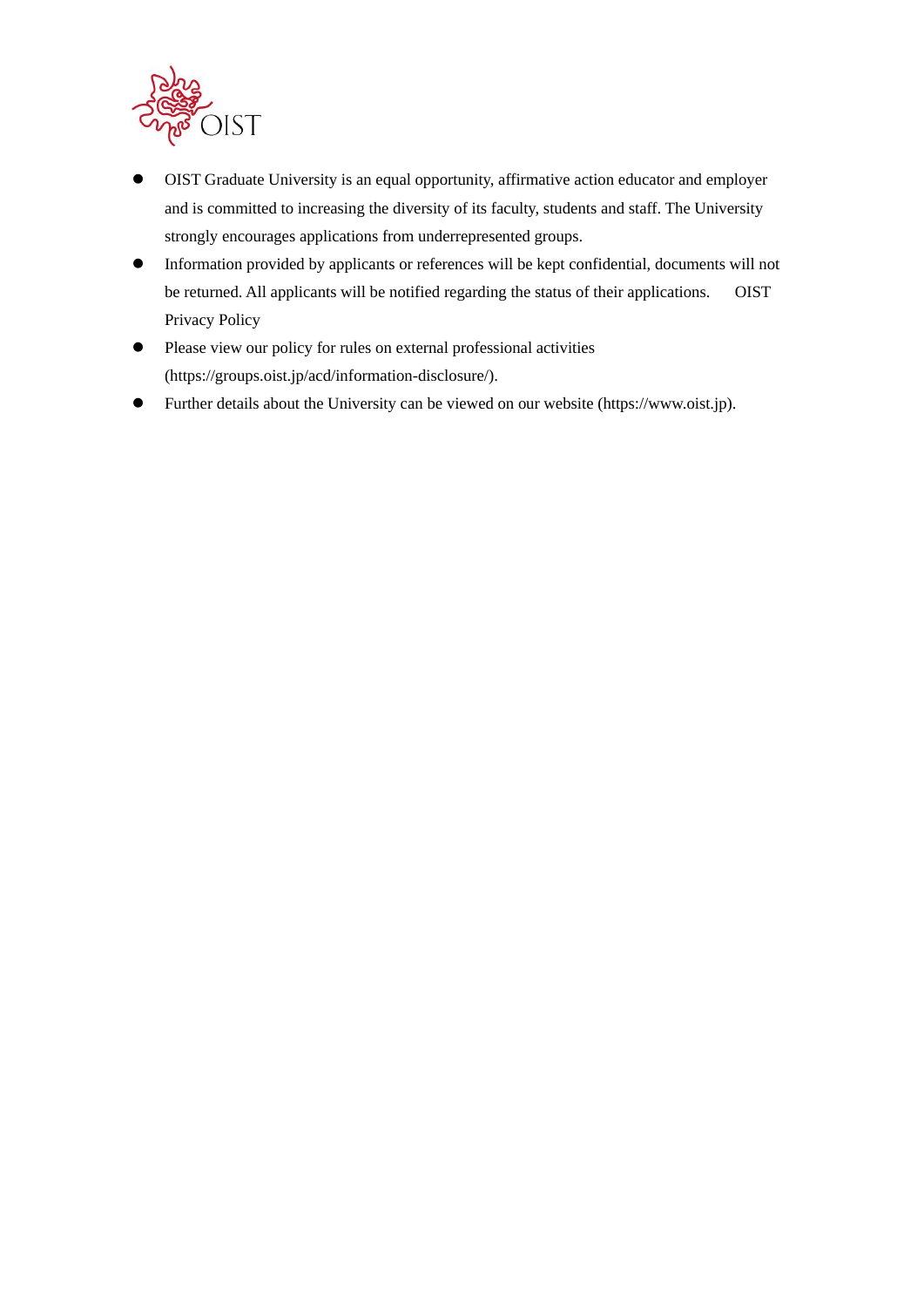- OIST Graduate University is an equal opportunity, affirmative action educator and employer and is committed to increasing the diversity of its faculty, students and staff. The University strongly encourages applications from underrepresented groups.
- Information provided by applicants or references will be kept confidential, documents will not be returned. All applicants will be notified regarding the status of their applications. OIST Privacy Policy
- Please view our policy for rules on external professional activities (https://groups.oist.jp/acd/information-disclosure/).
- Further details about the University can be viewed on our website (https://www.oist.jp).